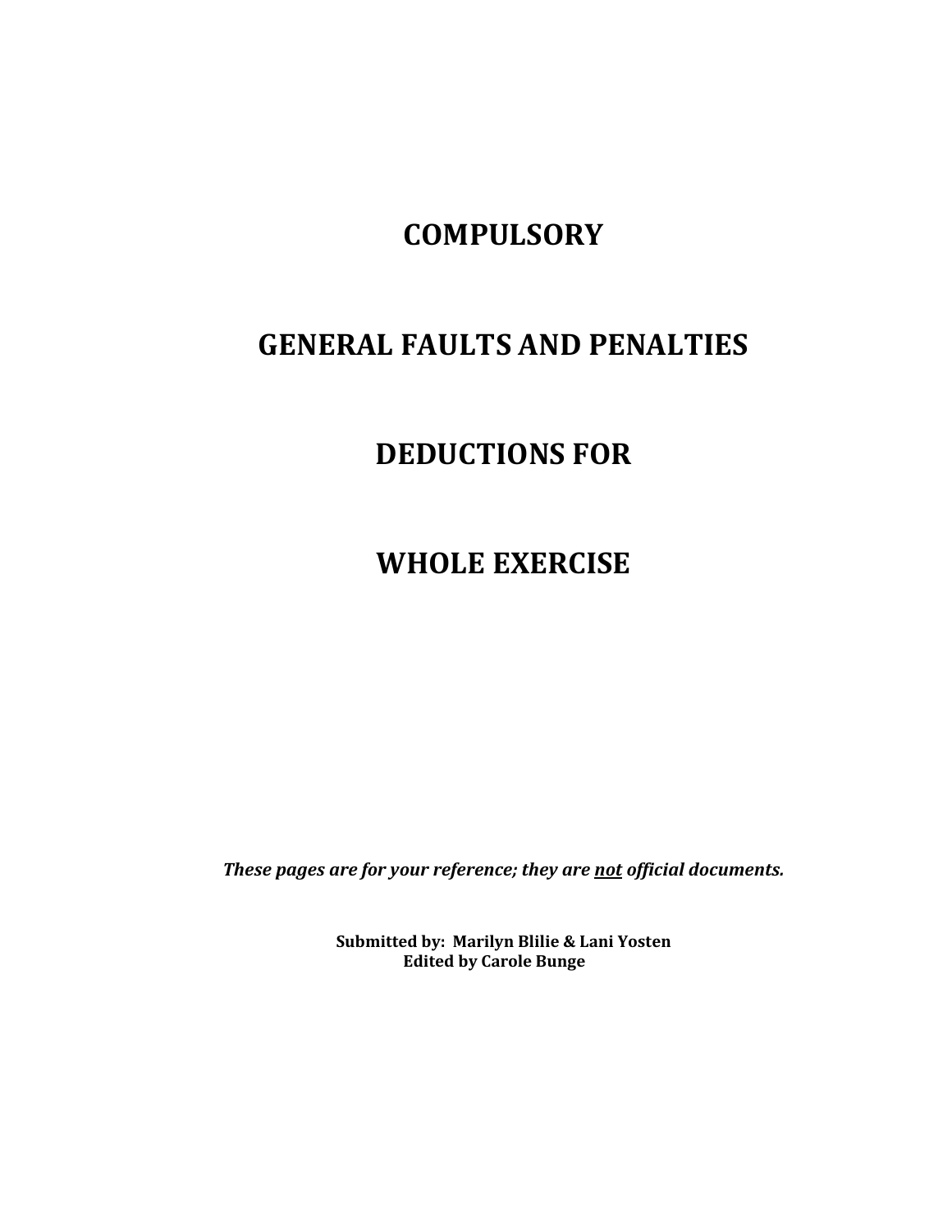# COMPULSORY

# GENERAL FAULTS AND PENALTIES

# DEDUCTIONS FOR

# WHOLE EXERCISE

***These pages are for your reference; they are <u>not</u> official documents.***

**Submitted by: Marilyn Blilie & Lani Yosten**
**Edited by Carole Bunge**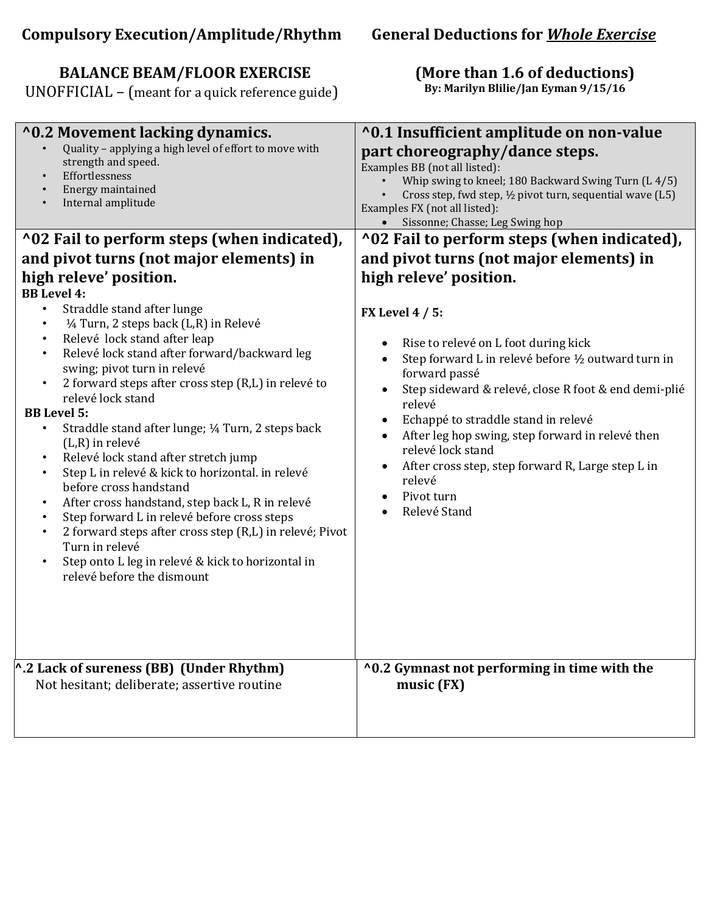**Compulsory Execution/Amplitude/Rhythm** **General Deductions for *Whole Exercise***

**BALANCE BEAM/FLOOR EXERCISE**

UNOFFICIAL – (meant for a quick reference guide)

**(More than 1.6 of deductions)**

**By: Marilyn Blilie/Jan Eyman 9/15/16**

**^0.2 Movement lacking dynamics.**

- Quality – applying a high level of effort to move with strength and speed.
- Effortlessness
- Energy maintained
- Internal amplitude

**^0.1 Insufficient amplitude on non-value part choreography/dance steps.**

Examples BB (not all listed):

- Whip swing to kneel; 180 Backward Swing Turn (L 4/5)
- Cross step, fwd step, ½ pivot turn, sequential wave (L5)

Examples FX (not all listed):

- Sissonne; Chasse; Leg Swing hop

**^02 Fail to perform steps (when indicated), and pivot turns (not major elements) in high releve' position.**

**BB Level 4:**

- Straddle stand after lunge
- ¼ Turn, 2 steps back (L,R) in Relevé
- Relevé lock stand after leap
- Relevé lock stand after forward/backward leg swing; pivot turn in relevé
- 2 forward steps after cross step (R,L) in relevé to relevé lock stand

**BB Level 5:**

- Straddle stand after lunge; ¼ Turn, 2 steps back (L,R) in relevé
- Relevé lock stand after stretch jump
- Step L in relevé & kick to horizontal. in relevé before cross handstand
- After cross handstand, step back L, R in relevé
- Step forward L in relevé before cross steps
- 2 forward steps after cross step (R,L) in relevé; Pivot Turn in relevé
- Step onto L leg in relevé & kick to horizontal in relevé before the dismount

**^02 Fail to perform steps (when indicated), and pivot turns (not major elements) in high releve' position.**

**FX Level 4 / 5:**

- Rise to relevé on L foot during kick
- Step forward L in relevé before ½ outward turn in forward passé
- Step sideward & relevé, close R foot & end demi-plié relevé
- Echappé to straddle stand in relevé
- After leg hop swing, step forward in relevé then relevé lock stand
- After cross step, step forward R, Large step L in relevé
- Pivot turn
- Relevé Stand

**^.2 Lack of sureness (BB) (Under Rhythm)**

Not hesitant; deliberate; assertive routine

**^0.2 Gymnast not performing in time with the music (FX)**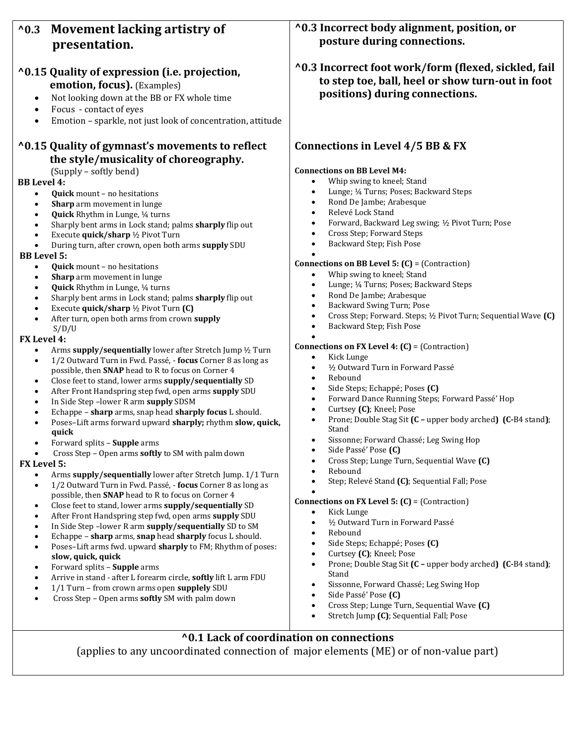## ^0.3 Movement lacking artistry of presentation.

### ^0.15 Quality of expression (i.e. projection, emotion, focus). (Examples)

- Not looking down at the BB or FX whole time
- Focus - contact of eyes
- Emotion – sparkle, not just look of concentration, attitude

### ^0.15 Quality of gymnast's movements to reflect the style/musicality of choreography.

(Supply – softly bend)

**BB Level 4:**

- **Quick** mount – no hesitations
- **Sharp** arm movement in lunge
- **Quick** Rhythm in Lunge, ¼ turns
- Sharply bent arms in Lock stand; palms **sharply** flip out
- Execute **quick/sharp** ½ Pivot Turn
- During turn, after crown, open both arms **supply** SDU

**BB Level 5:**

- **Quick** mount – no hesitations
- **Sharp** arm movement in lunge
- **Quick** Rhythm in Lunge, ¼ turns
- Sharply bent arms in Lock stand; palms **sharply** flip out
- Execute **quick/sharp** ½ Pivot Turn **(C)**
- After turn, open both arms from crown **supply** S/D/U

**FX Level 4:**

- Arms **supply/sequentially** lower after Stretch Jump ½ Turn
- 1/2 Outward Turn in Fwd. Passé, - **focus** Corner 8 as long as possible, then **SNAP** head to R to focus on Corner 4
- Close feet to stand, lower arms **supply/sequentially** SD
- After Front Handspring step fwd, open arms **supply** SDU
- In Side Step –lower R arm **supply** SDSM
- Echappe – **sharp** arms, snap head **sharply focus** L should.
- Poses–Lift arms forward upward **sharply;** rhythm **slow, quick, quick**
- Forward splits – **Supple** arms
- Cross Step – Open arms **softly** to SM with palm down

**FX Level 5:**

- Arms **supply/sequentially** lower after Stretch Jump. 1/1 Turn
- 1/2 Outward Turn in Fwd. Passé, - **focus** Corner 8 as long as possible, then **SNAP** head to R to focus on Corner 4
- Close feet to stand, lower arms **supply/sequentially** SD
- After Front Handspring step fwd, open arms **supply** SDU
- In Side Step –lower R arm **supply/sequentially** SD to SM
- Echappe – **sharp** arms, **snap** head **sharply** focus L should.
- Poses–Lift arms fwd. upward **sharply** to FM; Rhythm of poses: **slow, quick, quick**
- Forward splits – **Supple** arms
- Arrive in stand - after L forearm circle, **softly** lift L arm FDU
- 1/1 Turn – from crown arms open **supplely** SDU
- Cross Step – Open arms **softly** SM with palm down

## ^0.3 Incorrect body alignment, position, or posture during connections.

## ^0.3 Incorrect foot work/form (flexed, sickled, fail to step toe, ball, heel or show turn-out in foot positions) during connections.

## Connections in Level 4/5 BB & FX

**Connections on BB Level M4:**

- Whip swing to kneel; Stand
- Lunge; ¼ Turns; Poses; Backward Steps
- Rond De Jambe; Arabesque
- Relevé Lock Stand
- Forward, Backward Leg swing; ½ Pivot Turn; Pose
- Cross Step; Forward Steps
- Backward Step; Fish Pose

**Connections on BB Level 5: (C)** = (Contraction)

- Whip swing to kneel; Stand
- Lunge; ¼ Turns; Poses; Backward Steps
- Rond De Jambe; Arabesque
- Backward Swing Turn; Pose
- Cross Step; Forward. Steps; ½ Pivot Turn; Sequential Wave **(C)**
- Backward Step; Fish Pose

**Connections on FX Level 4: (C)** = (Contraction)

- Kick Lunge
- ½ Outward Turn in Forward Passé
- Rebound
- Side Steps; Echappé; Poses **(C)**
- Forward Dance Running Steps; Forward Passé' Hop
- Curtsey **(C)**; Kneel; Pose
- Prone; Double Stag Sit **(C – upper body arched) (C-B4 stand)**; Stand
- Sissonne; Forward Chassé; Leg Swing Hop
- Side Passé' Pose **(C)**
- Cross Step; Lunge Turn, Sequential Wave **(C)**
- Rebound
- Step; Relevé Stand **(C)**; Sequential Fall; Pose

**Connections on FX Level 5: (C)** = (Contraction)

- Kick Lunge
- ½ Outward Turn in Forward Passé
- Rebound
- Side Steps; Echappé; Poses **(C)**
- Curtsey **(C)**; Kneel; Pose
- Prone; Double Stag Sit **(C – upper body arched) (C-B4 stand)**; Stand
- Sissonne, Forward Chassé; Leg Swing Hop
- Side Passé' Pose **(C)**
- Cross Step; Lunge Turn, Sequential Wave **(C)**
- Stretch Jump **(C)**; Sequential Fall; Pose

## ^0.1 Lack of coordination on connections

(applies to any uncoordinated connection of major elements (ME) or of non-value part)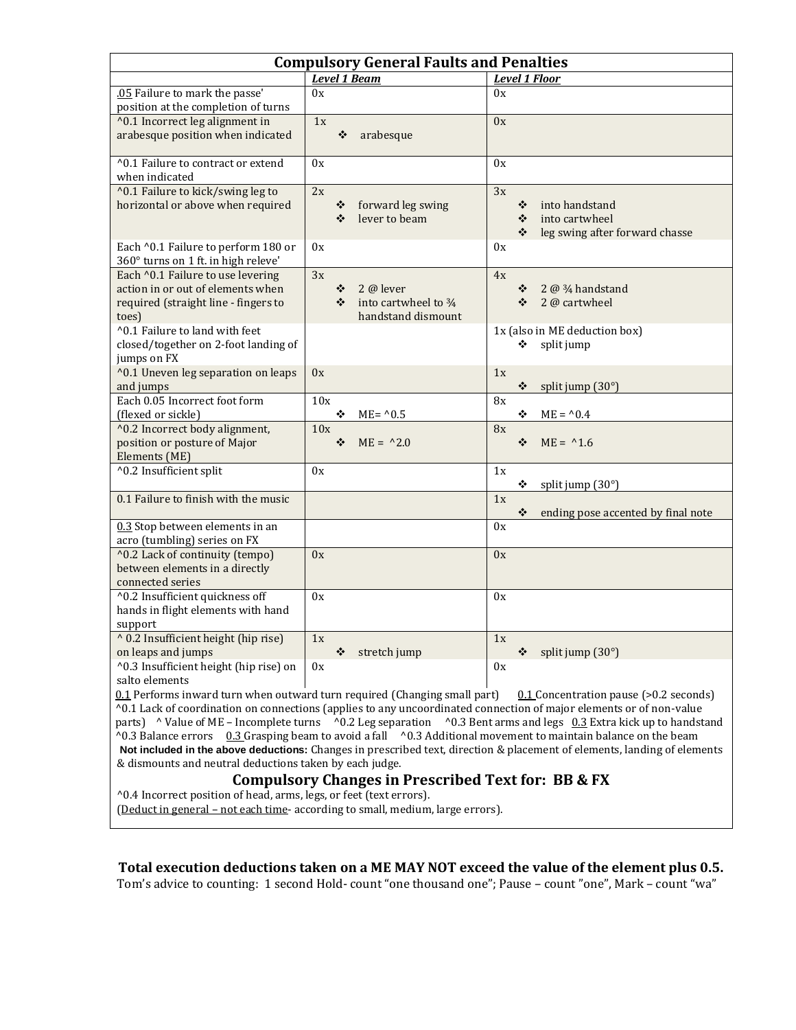| Compulsory General Faults and Penalties | | |
|---|---|---|
| | ***Level 1 Beam*** | ***Level 1 Floor*** |
| .05 Failure to mark the passe' position at the completion of turns | 0x | 0x |
| ^0.1 Incorrect leg alignment in arabesque position when indicated | 1x<br>❖ arabesque | 0x |
| ^0.1 Failure to contract or extend when indicated | 0x | 0x |
| ^0.1 Failure to kick/swing leg to horizontal or above when required | 2x<br>❖ forward leg swing<br>❖ lever to beam | 3x<br>❖ into handstand<br>❖ into cartwheel<br>❖ leg swing after forward chasse |
| Each ^0.1 Failure to perform 180 or 360° turns on 1 ft. in high releve' | 0x | 0x |
| Each ^0.1 Failure to use levering action in or out of elements when required (straight line - fingers to toes) | 3x<br>❖ 2 @ lever<br>❖ into cartwheel to ¾ handstand dismount | 4x<br>❖ 2 @ ¾ handstand<br>❖ 2 @ cartwheel |
| ^0.1 Failure to land with feet closed/together on 2-foot landing of jumps on FX | | 1x (also in ME deduction box)<br>❖ split jump |
| ^0.1 Uneven leg separation on leaps and jumps | 0x | 1x<br>❖ split jump (30°) |
| Each 0.05 Incorrect foot form (flexed or sickle) | 10x<br>❖ ME= ^0.5 | 8x<br>❖ ME = ^0.4 |
| ^0.2 Incorrect body alignment, position or posture of Major Elements (ME) | 10x<br>❖ ME = ^2.0 | 8x<br>❖ ME = ^1.6 |
| ^0.2 Insufficient split | 0x | 1x<br>❖ split jump (30°) |
| 0.1 Failure to finish with the music | | 1x<br>❖ ending pose accented by final note |
| 0.3 Stop between elements in an acro (tumbling) series on FX | | 0x |
| ^0.2 Lack of continuity (tempo) between elements in a directly connected series | 0x | 0x |
| ^0.2 Insufficient quickness off hands in flight elements with hand support | 0x | 0x |
| ^ 0.2 Insufficient height (hip rise) on leaps and jumps | 1x<br>❖ stretch jump | 1x<br>❖ split jump (30°) |
| ^0.3 Insufficient height (hip rise) on salto elements | 0x | 0x |

0.1 Performs inward turn when outward turn required (Changing small part) 0.1 Concentration pause (>0.2 seconds) ^0.1 Lack of coordination on connections (applies to any uncoordinated connection of major elements or of non-value parts) ^ Value of ME – Incomplete turns ^0.2 Leg separation ^0.3 Bent arms and legs 0.3 Extra kick up to handstand ^0.3 Balance errors 0.3 Grasping beam to avoid a fall ^0.3 Additional movement to maintain balance on the beam

**Not included in the above deductions:** Changes in prescribed text, direction & placement of elements, landing of elements & dismounts and neutral deductions taken by each judge.

## Compulsory Changes in Prescribed Text for: BB & FX

^0.4 Incorrect position of head, arms, legs, or feet (text errors).

(Deduct in general – not each time- according to small, medium, large errors).

**Total execution deductions taken on a ME MAY NOT exceed the value of the element plus 0.5.**

Tom's advice to counting: 1 second Hold- count "one thousand one"; Pause – count "one", Mark – count "wa"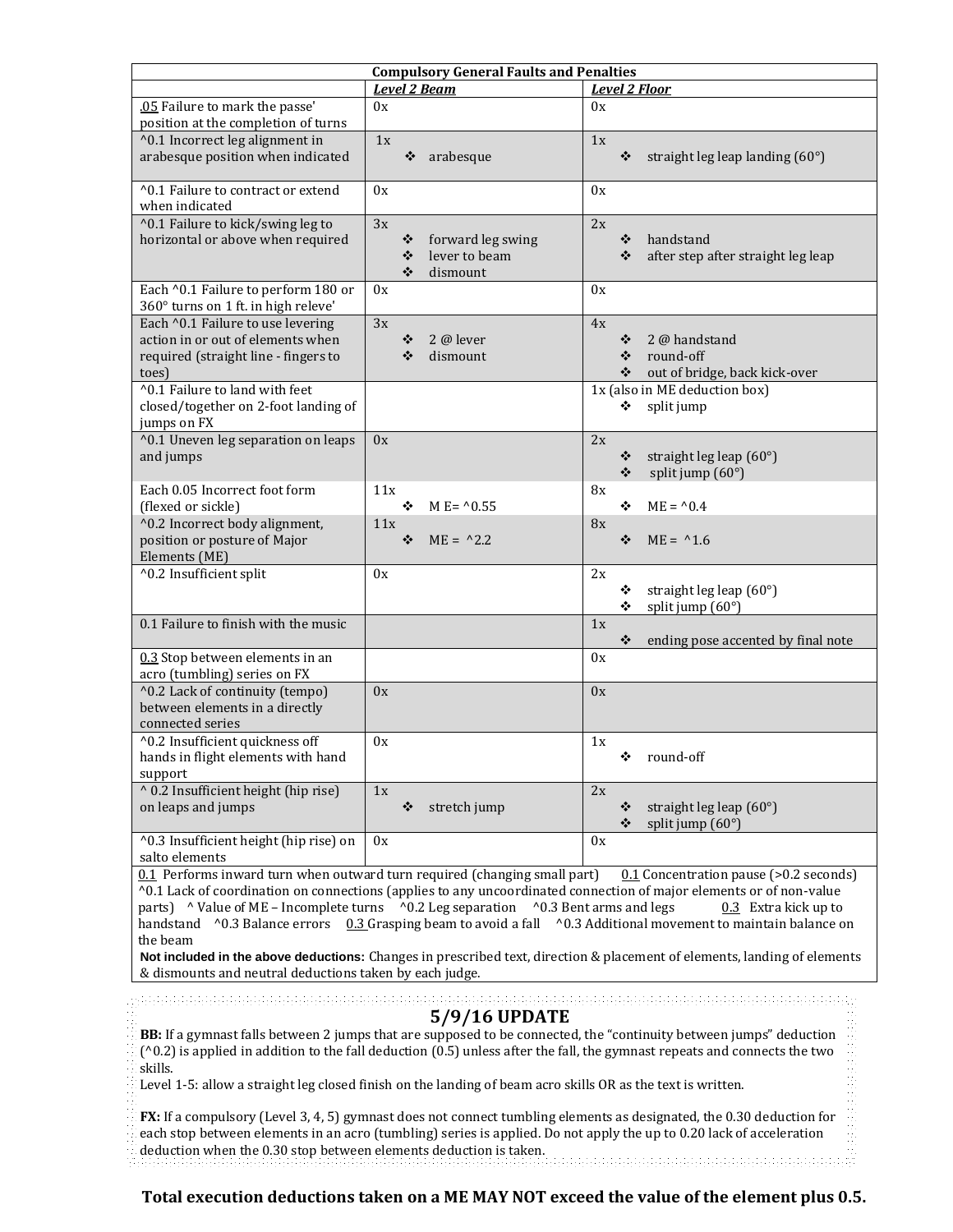| **Compulsory General Faults and Penalties** | | |
|---|---|---|
| | ***Level 2 Beam*** | ***Level 2 Floor*** |
| .05 Failure to mark the passe' position at the completion of turns | 0x | 0x |
| ^0.1 Incorrect leg alignment in arabesque position when indicated | 1x<br>❖ arabesque | 1x<br>❖ straight leg leap landing (60°) |
| ^0.1 Failure to contract or extend when indicated | 0x | 0x |
| ^0.1 Failure to kick/swing leg to horizontal or above when required | 3x<br>❖ forward leg swing<br>❖ lever to beam<br>❖ dismount | 2x<br>❖ handstand<br>❖ after step after straight leg leap |
| Each ^0.1 Failure to perform 180 or 360° turns on 1 ft. in high releve' | 0x | 0x |
| Each ^0.1 Failure to use levering action in or out of elements when required (straight line - fingers to toes) | 3x<br>❖ 2 @ lever<br>❖ dismount | 4x<br>❖ 2 @ handstand<br>❖ round-off<br>❖ out of bridge, back kick-over |
| ^0.1 Failure to land with feet closed/together on 2-foot landing of jumps on FX | | 1x (also in ME deduction box)<br>❖ split jump |
| ^0.1 Uneven leg separation on leaps and jumps | 0x | 2x<br>❖ straight leg leap (60°)<br>❖ split jump (60°) |
| Each 0.05 Incorrect foot form (flexed or sickle) | 11x<br>❖ M E= ^0.55 | 8x<br>❖ ME = ^0.4 |
| ^0.2 Incorrect body alignment, position or posture of Major Elements (ME) | 11x<br>❖ ME = ^2.2 | 8x<br>❖ ME = ^1.6 |
| ^0.2 Insufficient split | 0x | 2x<br>❖ straight leg leap (60°)<br>❖ split jump (60°) |
| 0.1 Failure to finish with the music | | 1x<br>❖ ending pose accented by final note |
| 0.3 Stop between elements in an acro (tumbling) series on FX | | 0x |
| ^0.2 Lack of continuity (tempo) between elements in a directly connected series | 0x | 0x |
| ^0.2 Insufficient quickness off hands in flight elements with hand support | 0x | 1x<br>❖ round-off |
| ^ 0.2 Insufficient height (hip rise) on leaps and jumps | 1x<br>❖ stretch jump | 2x<br>❖ straight leg leap (60°)<br>❖ split jump (60°) |
| ^0.3 Insufficient height (hip rise) on salto elements | 0x | 0x |
| 0.1 Performs inward turn when outward turn required (changing small part) 0.1 Concentration pause (>0.2 seconds) ^0.1 Lack of coordination on connections (applies to any uncoordinated connection of major elements or of non-value parts) ^ Value of ME – Incomplete turns ^0.2 Leg separation ^0.3 Bent arms and legs 0.3 Extra kick up to handstand ^0.3 Balance errors 0.3 Grasping beam to avoid a fall ^0.3 Additional movement to maintain balance on the beam<br>**Not included in the above deductions:** Changes in prescribed text, direction & placement of elements, landing of elements & dismounts and neutral deductions taken by each judge. | | |

## 5/9/16 UPDATE

**BB:** If a gymnast falls between 2 jumps that are supposed to be connected, the "continuity between jumps" deduction (^0.2) is applied in addition to the fall deduction (0.5) unless after the fall, the gymnast repeats and connects the two skills.

Level 1-5: allow a straight leg closed finish on the landing of beam acro skills OR as the text is written.

**FX:** If a compulsory (Level 3, 4, 5) gymnast does not connect tumbling elements as designated, the 0.30 deduction for each stop between elements in an acro (tumbling) series is applied. Do not apply the up to 0.20 lack of acceleration deduction when the 0.30 stop between elements deduction is taken.

**Total execution deductions taken on a ME MAY NOT exceed the value of the element plus 0.5.**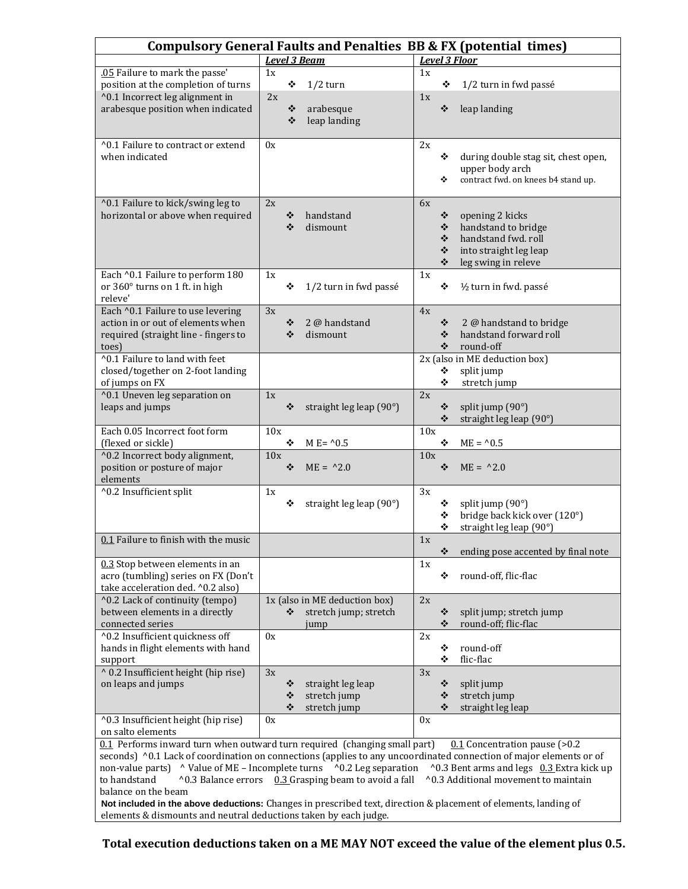| Compulsory General Faults and Penalties BB & FX (potential times) | | |
|---|---|---|
| | ***Level 3 Beam*** | ***Level 3 Floor*** |
| .05 Failure to mark the passe' position at the completion of turns | 1x<br>❖ 1/2 turn | 1x<br>❖ 1/2 turn in fwd passé |
| ^0.1 Incorrect leg alignment in arabesque position when indicated | 2x<br>❖ arabesque<br>❖ leap landing | 1x<br>❖ leap landing |
| ^0.1 Failure to contract or extend when indicated | 0x | 2x<br>❖ during double stag sit, chest open, upper body arch<br>❖ contract fwd. on knees b4 stand up. |
| ^0.1 Failure to kick/swing leg to horizontal or above when required | 2x<br>❖ handstand<br>❖ dismount | 6x<br>❖ opening 2 kicks<br>❖ handstand to bridge<br>❖ handstand fwd. roll<br>❖ into straight leg leap<br>❖ leg swing in releve |
| Each ^0.1 Failure to perform 180 or 360° turns on 1 ft. in high releve' | 1x<br>❖ 1/2 turn in fwd passé | 1x<br>❖ ½ turn in fwd. passé |
| Each ^0.1 Failure to use levering action in or out of elements when required (straight line - fingers to toes) | 3x<br>❖ 2 @ handstand<br>❖ dismount | 4x<br>❖ 2 @ handstand to bridge<br>❖ handstand forward roll<br>❖ round-off |
| ^0.1 Failure to land with feet closed/together on 2-foot landing of jumps on FX | | 2x (also in ME deduction box)<br>❖ split jump<br>❖ stretch jump |
| ^0.1 Uneven leg separation on leaps and jumps | 1x<br>❖ straight leg leap (90°) | 2x<br>❖ split jump (90°)<br>❖ straight leg leap (90°) |
| Each 0.05 Incorrect foot form (flexed or sickle) | 10x<br>❖ M E= ^0.5 | 10x<br>❖ ME = ^0.5 |
| ^0.2 Incorrect body alignment, position or posture of major elements | 10x<br>❖ ME = ^2.0 | 10x<br>❖ ME = ^2.0 |
| ^0.2 Insufficient split | 1x<br>❖ straight leg leap (90°) | 3x<br>❖ split jump (90°)<br>❖ bridge back kick over (120°)<br>❖ straight leg leap (90°) |
| 0.1 Failure to finish with the music | | 1x<br>❖ ending pose accented by final note |
| 0.3 Stop between elements in an acro (tumbling) series on FX (Don't take acceleration ded. ^0.2 also) | | 1x<br>❖ round-off, flic-flac |
| ^0.2 Lack of continuity (tempo) between elements in a directly connected series | 1x (also in ME deduction box)<br>❖ stretch jump; stretch jump | 2x<br>❖ split jump; stretch jump<br>❖ round-off; flic-flac |
| ^0.2 Insufficient quickness off hands in flight elements with hand support | 0x | 2x<br>❖ round-off<br>❖ flic-flac |
| ^ 0.2 Insufficient height (hip rise) on leaps and jumps | 3x<br>❖ straight leg leap<br>❖ stretch jump<br>❖ stretch jump | 3x<br>❖ split jump<br>❖ stretch jump<br>❖ straight leg leap |
| ^0.3 Insufficient height (hip rise) on salto elements | 0x | 0x |

0.1 Performs inward turn when outward turn required (changing small part) 0.1 Concentration pause (>0.2 seconds) ^0.1 Lack of coordination on connections (applies to any uncoordinated connection of major elements or of non-value parts) ^ Value of ME – Incomplete turns ^0.2 Leg separation ^0.3 Bent arms and legs 0.3 Extra kick up to handstand ^0.3 Balance errors 0.3 Grasping beam to avoid a fall ^0.3 Additional movement to maintain balance on the beam

**Not included in the above deductions:** Changes in prescribed text, direction & placement of elements, landing of elements & dismounts and neutral deductions taken by each judge.

**Total execution deductions taken on a ME MAY NOT exceed the value of the element plus 0.5.**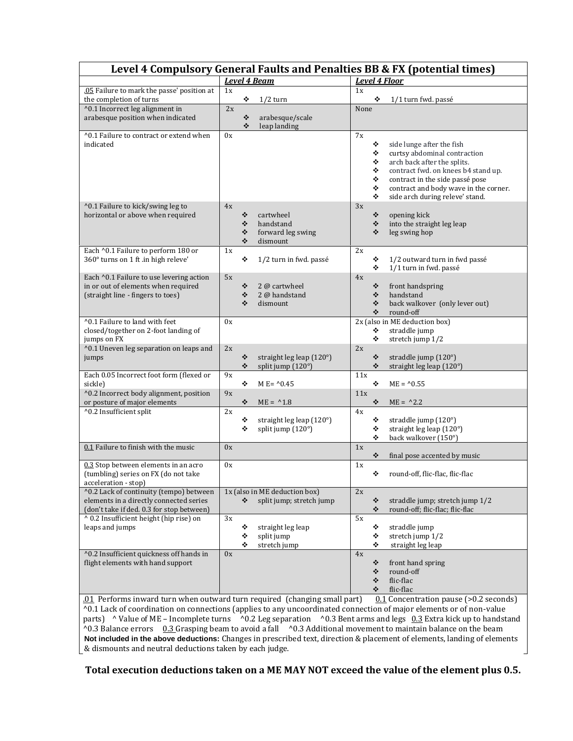| Level 4 Compulsory General Faults and Penalties BB & FX (potential times) | | |
|---|---|---|
| | ***Level 4 Beam*** | ***Level 4 Floor*** |
| .05 Failure to mark the passe' position at the completion of turns | 1x<br>❖ 1/2 turn | 1x<br>❖ 1/1 turn fwd. passé |
| ^0.1 Incorrect leg alignment in arabesque position when indicated | 2x<br>❖ arabesque/scale<br>❖ leap landing | None |
| ^0.1 Failure to contract or extend when indicated | 0x | 7x<br>❖ side lunge after the fish<br>❖ curtsy abdominal contraction<br>❖ arch back after the splits.<br>❖ contract fwd. on knees b4 stand up.<br>❖ contract in the side passé pose<br>❖ contract and body wave in the corner.<br>❖ side arch during releve' stand. |
| ^0.1 Failure to kick/swing leg to horizontal or above when required | 4x<br>❖ cartwheel<br>❖ handstand<br>❖ forward leg swing<br>❖ dismount | 3x<br>❖ opening kick<br>❖ into the straight leg leap<br>❖ leg swing hop |
| Each ^0.1 Failure to perform 180 or 360° turns on 1 ft .in high releve' | 1x<br>❖ 1/2 turn in fwd. passé | 2x<br>❖ 1/2 outward turn in fwd passé<br>❖ 1/1 turn in fwd. passé |
| Each ^0.1 Failure to use levering action in or out of elements when required (straight line - fingers to toes) | 5x<br>❖ 2 @ cartwheel<br>❖ 2 @ handstand<br>❖ dismount | 4x<br>❖ front handspring<br>❖ handstand<br>❖ back walkover (only lever out)<br>❖ round-off |
| ^0.1 Failure to land with feet closed/together on 2-foot landing of jumps on FX | 0x | 2x (also in ME deduction box)<br>❖ straddle jump<br>❖ stretch jump 1/2 |
| ^0.1 Uneven leg separation on leaps and jumps | 2x<br>❖ straight leg leap (120°)<br>❖ split jump (120°) | 2x<br>❖ straddle jump (120°)<br>❖ straight leg leap (120°) |
| Each 0.05 Incorrect foot form (flexed or sickle) | 9x<br>❖ M E= ^0.45 | 11x<br>❖ ME = ^0.55 |
| ^0.2 Incorrect body alignment, position or posture of major elements | 9x<br>❖ ME = ^1.8 | 11x<br>❖ ME = ^2.2 |
| ^0.2 Insufficient split | 2x<br>❖ straight leg leap (120°)<br>❖ split jump (120°) | 4x<br>❖ straddle jump (120°)<br>❖ straight leg leap (120°)<br>❖ back walkover (150°) |
| 0.1 Failure to finish with the music | 0x | 1x<br>❖ final pose accented by music |
| 0.3 Stop between elements in an acro (tumbling) series on FX (do not take acceleration - stop) | 0x | 1x<br>❖ round-off, flic-flac, flic-flac |
| ^0.2 Lack of continuity (tempo) between elements in a directly connected series (don't take if ded. 0.3 for stop between) | 1x (also in ME deduction box)<br>❖ split jump; stretch jump | 2x<br>❖ straddle jump; stretch jump 1/2<br>❖ round-off; flic-flac; flic-flac |
| ^ 0.2 Insufficient height (hip rise) on leaps and jumps | 3x<br>❖ straight leg leap<br>❖ split jump<br>❖ stretch jump | 5x<br>❖ straddle jump<br>❖ stretch jump 1/2<br>❖ straight leg leap |
| ^0.2 Insufficient quickness off hands in flight elements with hand support | 0x | 4x<br>❖ front hand spring<br>❖ round-off<br>❖ flic-flac<br>❖ flic-flac |

.01 Performs inward turn when outward turn required (changing small part) 0.1 Concentration pause (>0.2 seconds) ^0.1 Lack of coordination on connections (applies to any uncoordinated connection of major elements or of non-value parts) ^ Value of ME – Incomplete turns ^0.2 Leg separation ^0.3 Bent arms and legs 0.3 Extra kick up to handstand ^0.3 Balance errors 0.3 Grasping beam to avoid a fall ^0.3 Additional movement to maintain balance on the beam
**Not included in the above deductions:** Changes in prescribed text, direction & placement of elements, landing of elements & dismounts and neutral deductions taken by each judge.

**Total execution deductions taken on a ME MAY NOT exceed the value of the element plus 0.5.**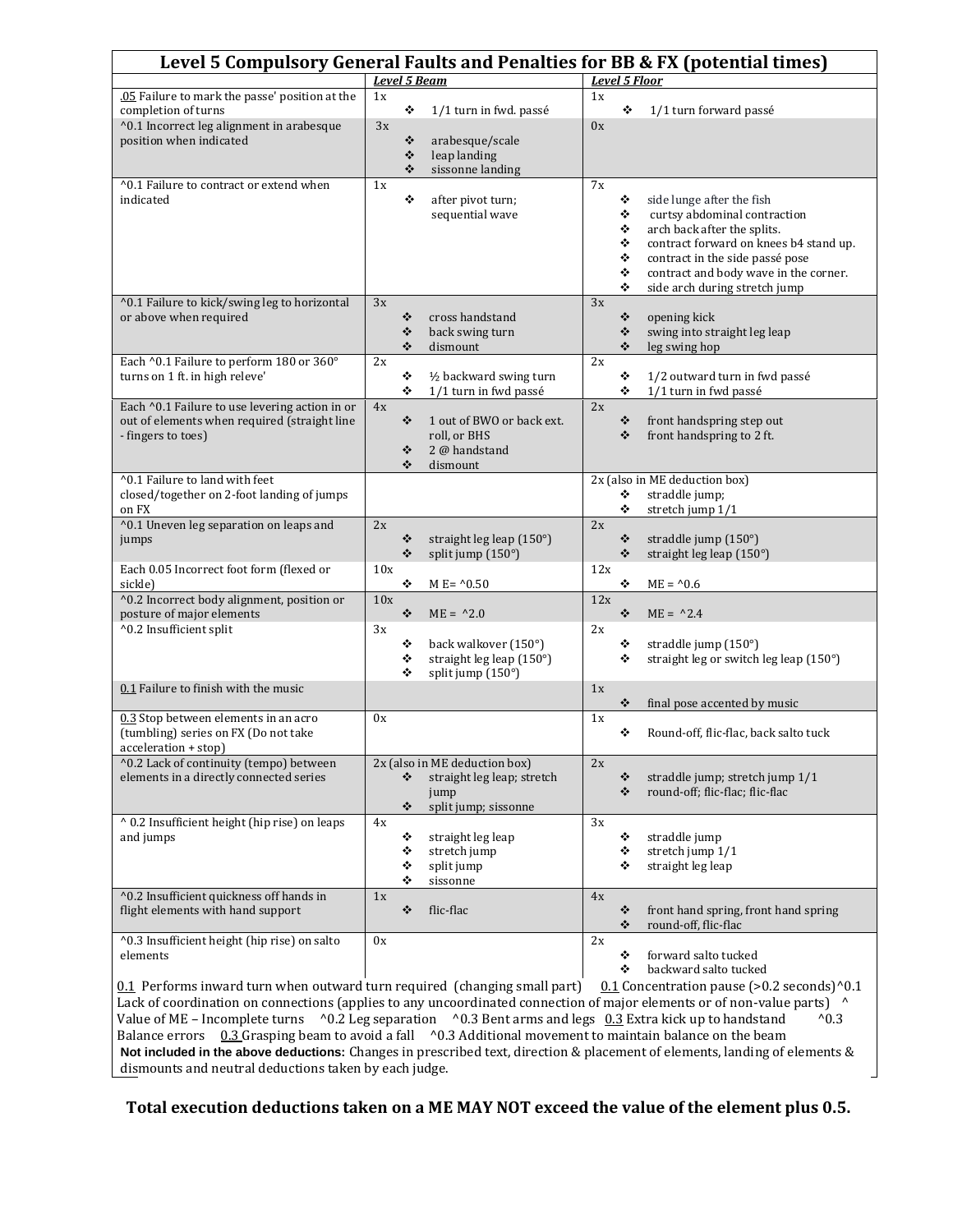# Level 5 Compulsory General Faults and Penalties for BB & FX (potential times)

| | *Level 5 Beam* | *Level 5 Floor* |
|---|---|---|
| .05 Failure to mark the passe' position at the completion of turns | 1x<br>❖ 1/1 turn in fwd. passé | 1x<br>❖ 1/1 turn forward passé |
| ^0.1 Incorrect leg alignment in arabesque position when indicated | 3x<br>❖ arabesque/scale<br>❖ leap landing<br>❖ sissonne landing | 0x |
| ^0.1 Failure to contract or extend when indicated | 1x<br>❖ after pivot turn; sequential wave | 7x<br>❖ side lunge after the fish<br>❖ curtsy abdominal contraction<br>❖ arch back after the splits.<br>❖ contract forward on knees b4 stand up.<br>❖ contract in the side passé pose<br>❖ contract and body wave in the corner.<br>❖ side arch during stretch jump |
| ^0.1 Failure to kick/swing leg to horizontal or above when required | 3x<br>❖ cross handstand<br>❖ back swing turn<br>❖ dismount | 3x<br>❖ opening kick<br>❖ swing into straight leg leap<br>❖ leg swing hop |
| Each ^0.1 Failure to perform 180 or 360° turns on 1 ft. in high releve' | 2x<br>❖ ½ backward swing turn<br>❖ 1/1 turn in fwd passé | 2x<br>❖ 1/2 outward turn in fwd passé<br>❖ 1/1 turn in fwd passé |
| Each ^0.1 Failure to use levering action in or out of elements when required (straight line - fingers to toes) | 4x<br>❖ 1 out of BWO or back ext. roll, or BHS<br>❖ 2 @ handstand<br>❖ dismount | 2x<br>❖ front handspring step out<br>❖ front handspring to 2 ft. |
| ^0.1 Failure to land with feet closed/together on 2-foot landing of jumps on FX | | 2x (also in ME deduction box)<br>❖ straddle jump;<br>❖ stretch jump 1/1 |
| ^0.1 Uneven leg separation on leaps and jumps | 2x<br>❖ straight leg leap (150°)<br>❖ split jump (150°) | 2x<br>❖ straddle jump (150°)<br>❖ straight leg leap (150°) |
| Each 0.05 Incorrect foot form (flexed or sickle) | 10x<br>❖ M E= ^0.50 | 12x<br>❖ ME = ^0.6 |
| ^0.2 Incorrect body alignment, position or posture of major elements | 10x<br>❖ ME = ^2.0 | 12x<br>❖ ME = ^2.4 |
| ^0.2 Insufficient split | 3x<br>❖ back walkover (150°)<br>❖ straight leg leap (150°)<br>❖ split jump (150°) | 2x<br>❖ straddle jump (150°)<br>❖ straight leg or switch leg leap (150°) |
| 0.1 Failure to finish with the music | | 1x<br>❖ final pose accented by music |
| 0.3 Stop between elements in an acro (tumbling) series on FX (Do not take acceleration + stop) | 0x | 1x<br>❖ Round-off, flic-flac, back salto tuck |
| ^0.2 Lack of continuity (tempo) between elements in a directly connected series | 2x (also in ME deduction box)<br>❖ straight leg leap; stretch jump<br>❖ split jump; sissonne | 2x<br>❖ straddle jump; stretch jump 1/1<br>❖ round-off; flic-flac; flic-flac |
| ^ 0.2 Insufficient height (hip rise) on leaps and jumps | 4x<br>❖ straight leg leap<br>❖ stretch jump<br>❖ split jump<br>❖ sissonne | 3x<br>❖ straddle jump<br>❖ stretch jump 1/1<br>❖ straight leg leap |
| ^0.2 Insufficient quickness off hands in flight elements with hand support | 1x<br>❖ flic-flac | 4x<br>❖ front hand spring, front hand spring<br>❖ round-off, flic-flac |
| ^0.3 Insufficient height (hip rise) on salto elements | 0x | 2x<br>❖ forward salto tucked<br>❖ backward salto tucked |

0.1 Performs inward turn when outward turn required (changing small part) 0.1 Concentration pause (>0.2 seconds) ^0.1 Lack of coordination on connections (applies to any uncoordinated connection of major elements or of non-value parts) ^ Value of ME – Incomplete turns ^0.2 Leg separation ^0.3 Bent arms and legs 0.3 Extra kick up to handstand ^0.3 Balance errors 0.3 Grasping beam to avoid a fall ^0.3 Additional movement to maintain balance on the beam
**Not included in the above deductions:** Changes in prescribed text, direction & placement of elements, landing of elements & dismounts and neutral deductions taken by each judge.

**Total execution deductions taken on a ME MAY NOT exceed the value of the element plus 0.5.**